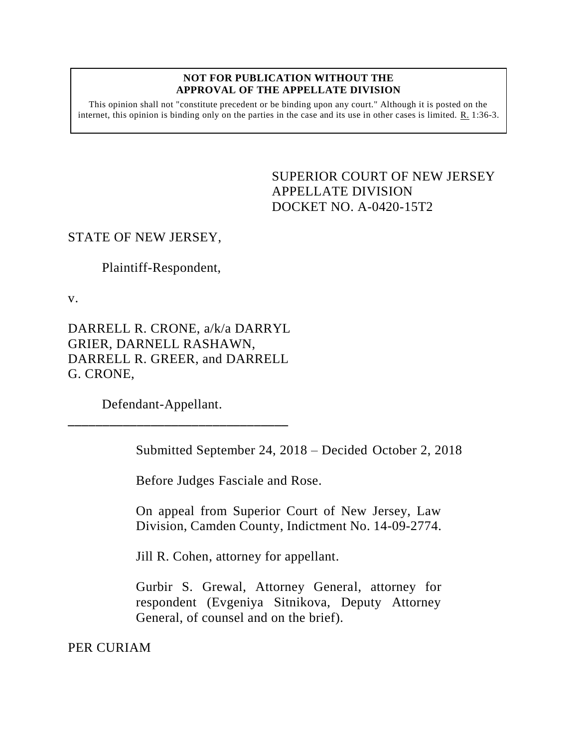**NOT FOR PUBLICATION WITHOUT THE APPROVAL OF THE APPELLATE DIVISION**

This opinion shall not "constitute precedent or be binding upon any court." Although it is posted on the internet, this opinion is binding only on the parties in the case and its use in other cases is limited. R. 1:36-3.

SUPERIOR COURT OF NEW JERSEY
APPELLATE DIVISION
DOCKET NO. A-0420-15T2

STATE OF NEW JERSEY,

Plaintiff-Respondent,

v.

DARRELL R. CRONE, a/k/a DARRYL GRIER, DARNELL RASHAWN, DARRELL R. GREER, and DARRELL G. CRONE,

Defendant-Appellant.

---

Submitted September 24, 2018 – Decided October 2, 2018

Before Judges Fasciale and Rose.

On appeal from Superior Court of New Jersey, Law Division, Camden County, Indictment No. 14-09-2774.

Jill R. Cohen, attorney for appellant.

Gurbir S. Grewal, Attorney General, attorney for respondent (Evgeniya Sitnikova, Deputy Attorney General, of counsel and on the brief).

PER CURIAM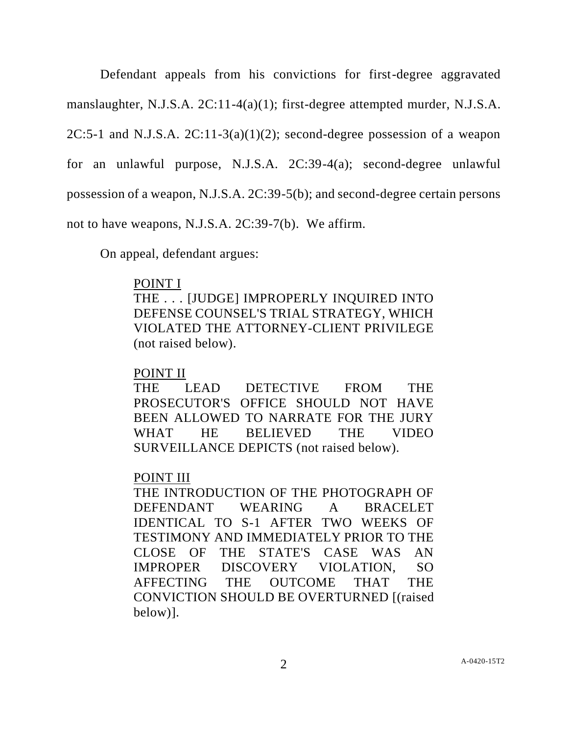Defendant appeals from his convictions for first-degree aggravated manslaughter, N.J.S.A. 2C:11-4(a)(1); first-degree attempted murder, N.J.S.A. 2C:5-1 and N.J.S.A. 2C:11-3(a)(1)(2); second-degree possession of a weapon for an unlawful purpose, N.J.S.A. 2C:39-4(a); second-degree unlawful possession of a weapon, N.J.S.A. 2C:39-5(b); and second-degree certain persons not to have weapons, N.J.S.A. 2C:39-7(b). We affirm.

On appeal, defendant argues:

> POINT I
> THE . . . [JUDGE] IMPROPERLY INQUIRED INTO DEFENSE COUNSEL'S TRIAL STRATEGY, WHICH VIOLATED THE ATTORNEY-CLIENT PRIVILEGE (not raised below).
>
> POINT II
> THE LEAD DETECTIVE FROM THE PROSECUTOR'S OFFICE SHOULD NOT HAVE BEEN ALLOWED TO NARRATE FOR THE JURY WHAT HE BELIEVED THE VIDEO SURVEILLANCE DEPICTS (not raised below).
>
> POINT III
> THE INTRODUCTION OF THE PHOTOGRAPH OF DEFENDANT WEARING A BRACELET IDENTICAL TO S-1 AFTER TWO WEEKS OF TESTIMONY AND IMMEDIATELY PRIOR TO THE CLOSE OF THE STATE'S CASE WAS AN IMPROPER DISCOVERY VIOLATION, SO AFFECTING THE OUTCOME THAT THE CONVICTION SHOULD BE OVERTURNED [(raised below)].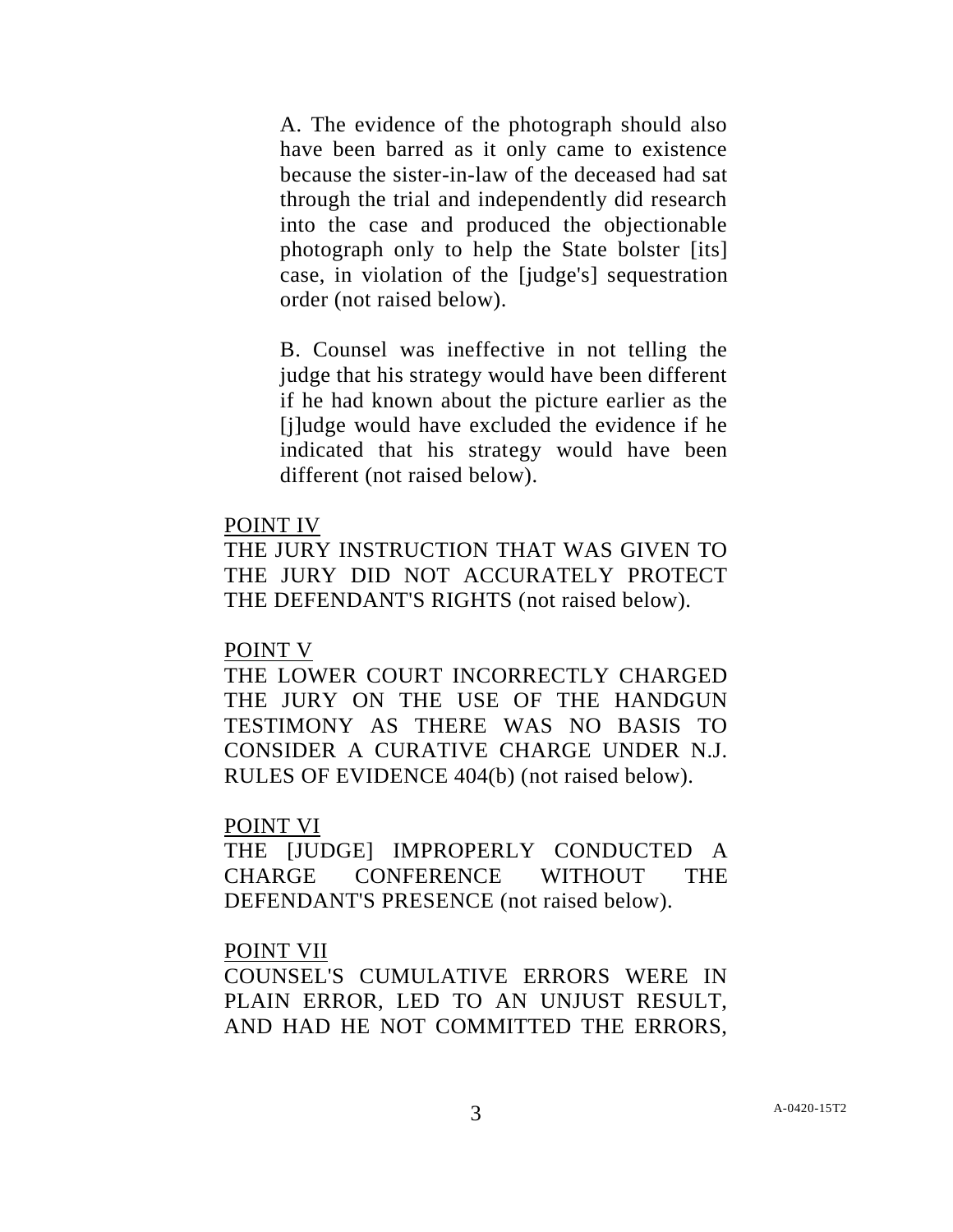A. The evidence of the photograph should also have been barred as it only came to existence because the sister-in-law of the deceased had sat through the trial and independently did research into the case and produced the objectionable photograph only to help the State bolster [its] case, in violation of the [judge's] sequestration order (not raised below).

B. Counsel was ineffective in not telling the judge that his strategy would have been different if he had known about the picture earlier as the [j]udge would have excluded the evidence if he indicated that his strategy would have been different (not raised below).

<u>POINT IV</u>
THE JURY INSTRUCTION THAT WAS GIVEN TO THE JURY DID NOT ACCURATELY PROTECT THE DEFENDANT'S RIGHTS (not raised below).

<u>POINT V</u>
THE LOWER COURT INCORRECTLY CHARGED THE JURY ON THE USE OF THE HANDGUN TESTIMONY AS THERE WAS NO BASIS TO CONSIDER A CURATIVE CHARGE UNDER N.J. RULES OF EVIDENCE 404(b) (not raised below).

<u>POINT VI</u>
THE [JUDGE] IMPROPERLY CONDUCTED A CHARGE CONFERENCE WITHOUT THE DEFENDANT'S PRESENCE (not raised below).

<u>POINT VII</u>
COUNSEL'S CUMULATIVE ERRORS WERE IN PLAIN ERROR, LED TO AN UNJUST RESULT, AND HAD HE NOT COMMITTED THE ERRORS,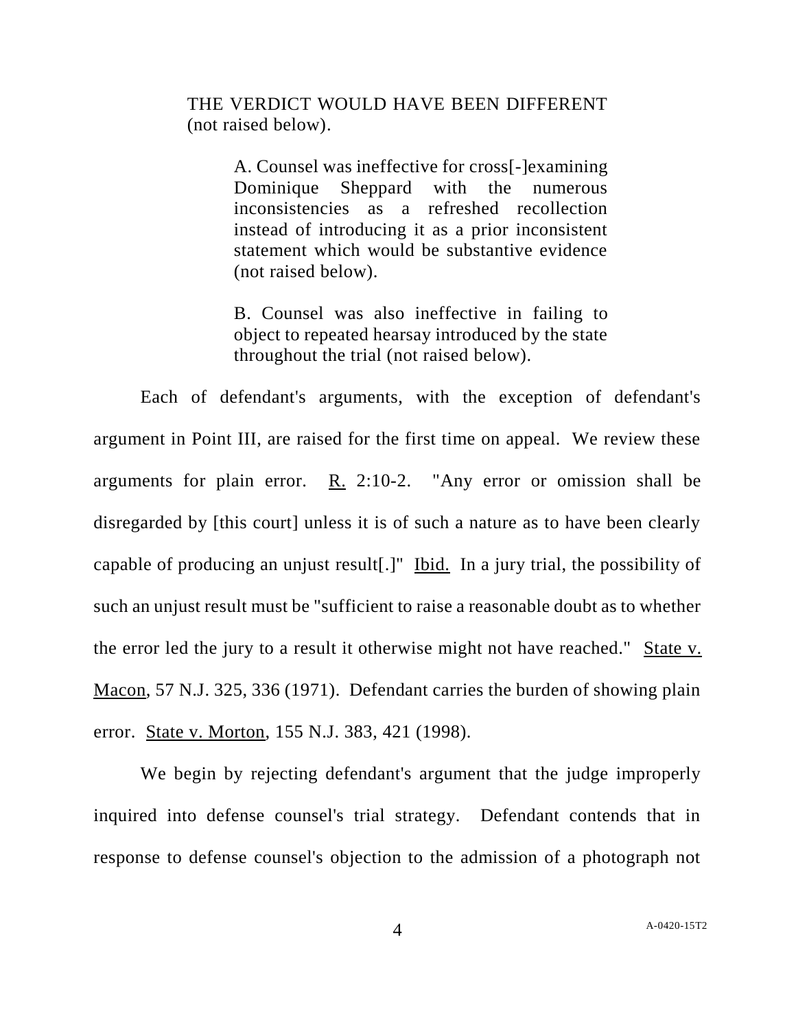THE VERDICT WOULD HAVE BEEN DIFFERENT (not raised below).

> A. Counsel was ineffective for cross[-]examining Dominique Sheppard with the numerous inconsistencies as a refreshed recollection instead of introducing it as a prior inconsistent statement which would be substantive evidence (not raised below).
>
> B. Counsel was also ineffective in failing to object to repeated hearsay introduced by the state throughout the trial (not raised below).

Each of defendant's arguments, with the exception of defendant's argument in Point III, are raised for the first time on appeal. We review these arguments for plain error. R. 2:10-2. "Any error or omission shall be disregarded by [this court] unless it is of such a nature as to have been clearly capable of producing an unjust result[.]" Ibid. In a jury trial, the possibility of such an unjust result must be "sufficient to raise a reasonable doubt as to whether the error led the jury to a result it otherwise might not have reached." State v. Macon, 57 N.J. 325, 336 (1971). Defendant carries the burden of showing plain error. State v. Morton, 155 N.J. 383, 421 (1998).

We begin by rejecting defendant's argument that the judge improperly inquired into defense counsel's trial strategy. Defendant contends that in response to defense counsel's objection to the admission of a photograph not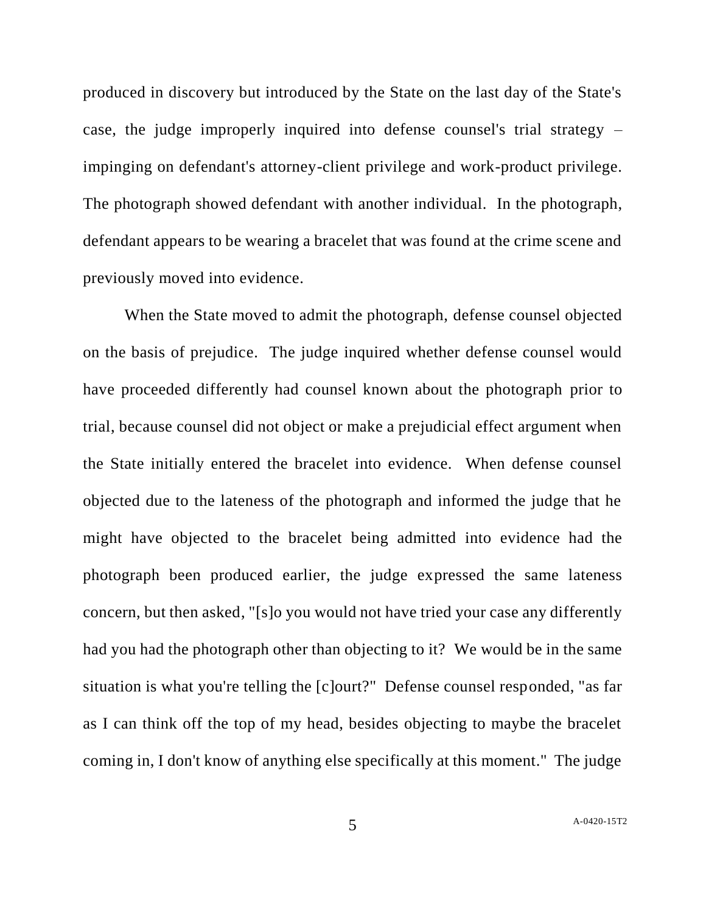produced in discovery but introduced by the State on the last day of the State's case, the judge improperly inquired into defense counsel's trial strategy – impinging on defendant's attorney-client privilege and work-product privilege. The photograph showed defendant with another individual. In the photograph, defendant appears to be wearing a bracelet that was found at the crime scene and previously moved into evidence.

When the State moved to admit the photograph, defense counsel objected on the basis of prejudice. The judge inquired whether defense counsel would have proceeded differently had counsel known about the photograph prior to trial, because counsel did not object or make a prejudicial effect argument when the State initially entered the bracelet into evidence. When defense counsel objected due to the lateness of the photograph and informed the judge that he might have objected to the bracelet being admitted into evidence had the photograph been produced earlier, the judge expressed the same lateness concern, but then asked, "[s]o you would not have tried your case any differently had you had the photograph other than objecting to it? We would be in the same situation is what you're telling the [c]ourt?" Defense counsel responded, "as far as I can think off the top of my head, besides objecting to maybe the bracelet coming in, I don't know of anything else specifically at this moment." The judge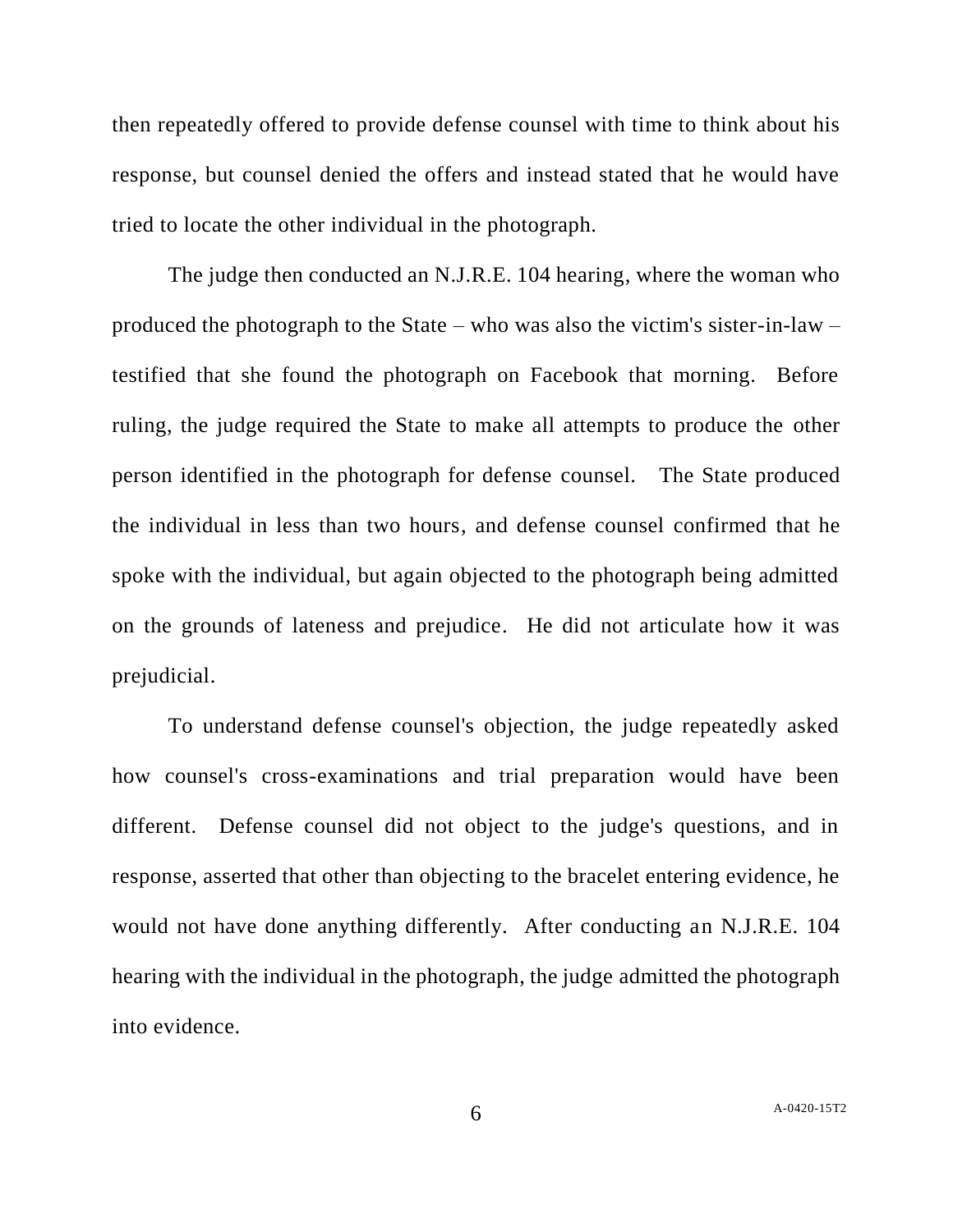then repeatedly offered to provide defense counsel with time to think about his response, but counsel denied the offers and instead stated that he would have tried to locate the other individual in the photograph.

The judge then conducted an N.J.R.E. 104 hearing, where the woman who produced the photograph to the State – who was also the victim's sister-in-law – testified that she found the photograph on Facebook that morning. Before ruling, the judge required the State to make all attempts to produce the other person identified in the photograph for defense counsel. The State produced the individual in less than two hours, and defense counsel confirmed that he spoke with the individual, but again objected to the photograph being admitted on the grounds of lateness and prejudice. He did not articulate how it was prejudicial.

To understand defense counsel's objection, the judge repeatedly asked how counsel's cross-examinations and trial preparation would have been different. Defense counsel did not object to the judge's questions, and in response, asserted that other than objecting to the bracelet entering evidence, he would not have done anything differently. After conducting an N.J.R.E. 104 hearing with the individual in the photograph, the judge admitted the photograph into evidence.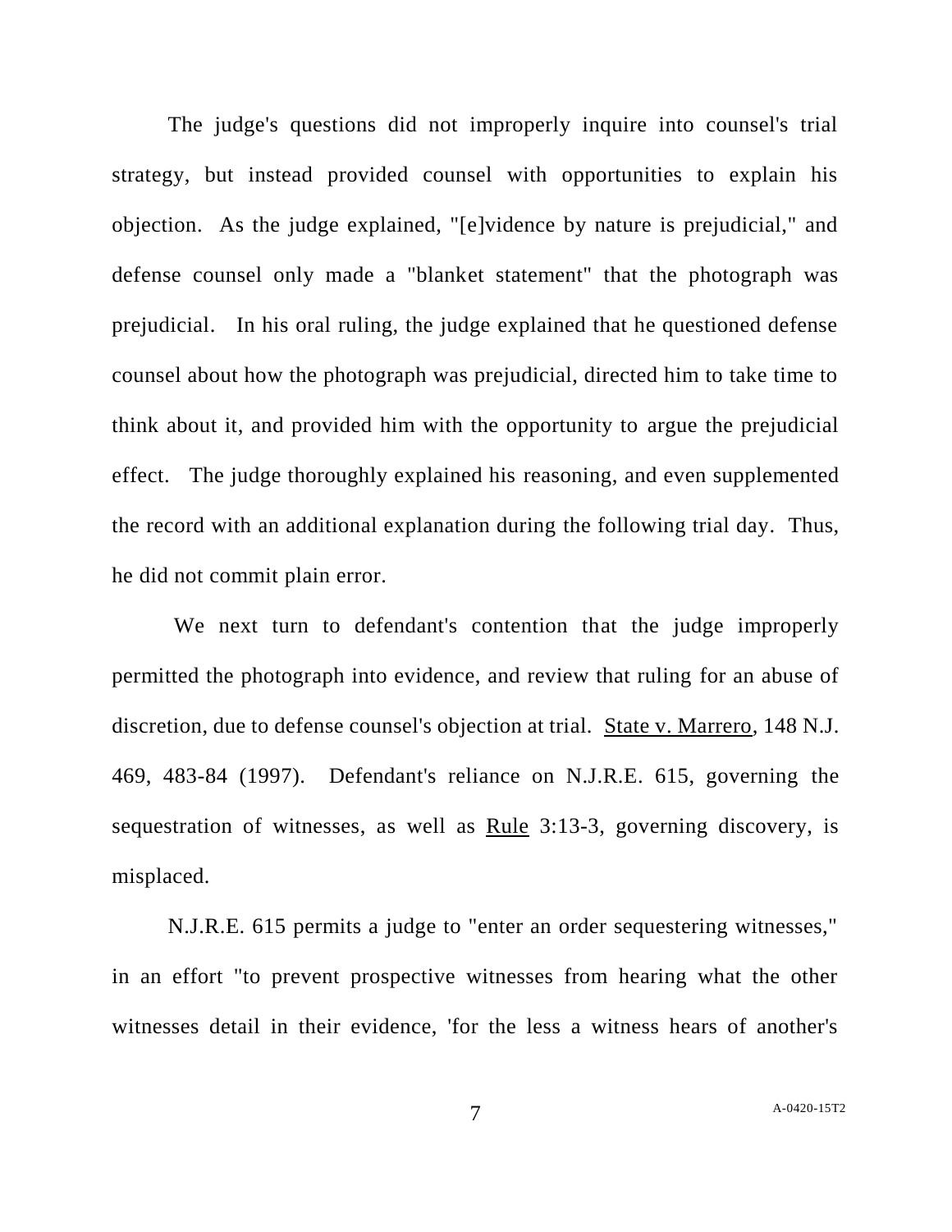The judge's questions did not improperly inquire into counsel's trial strategy, but instead provided counsel with opportunities to explain his objection. As the judge explained, "[e]vidence by nature is prejudicial," and defense counsel only made a "blanket statement" that the photograph was prejudicial. In his oral ruling, the judge explained that he questioned defense counsel about how the photograph was prejudicial, directed him to take time to think about it, and provided him with the opportunity to argue the prejudicial effect. The judge thoroughly explained his reasoning, and even supplemented the record with an additional explanation during the following trial day. Thus, he did not commit plain error.

We next turn to defendant's contention that the judge improperly permitted the photograph into evidence, and review that ruling for an abuse of discretion, due to defense counsel's objection at trial. State v. Marrero, 148 N.J. 469, 483-84 (1997). Defendant's reliance on N.J.R.E. 615, governing the sequestration of witnesses, as well as Rule 3:13-3, governing discovery, is misplaced.

N.J.R.E. 615 permits a judge to "enter an order sequestering witnesses," in an effort "to prevent prospective witnesses from hearing what the other witnesses detail in their evidence, 'for the less a witness hears of another's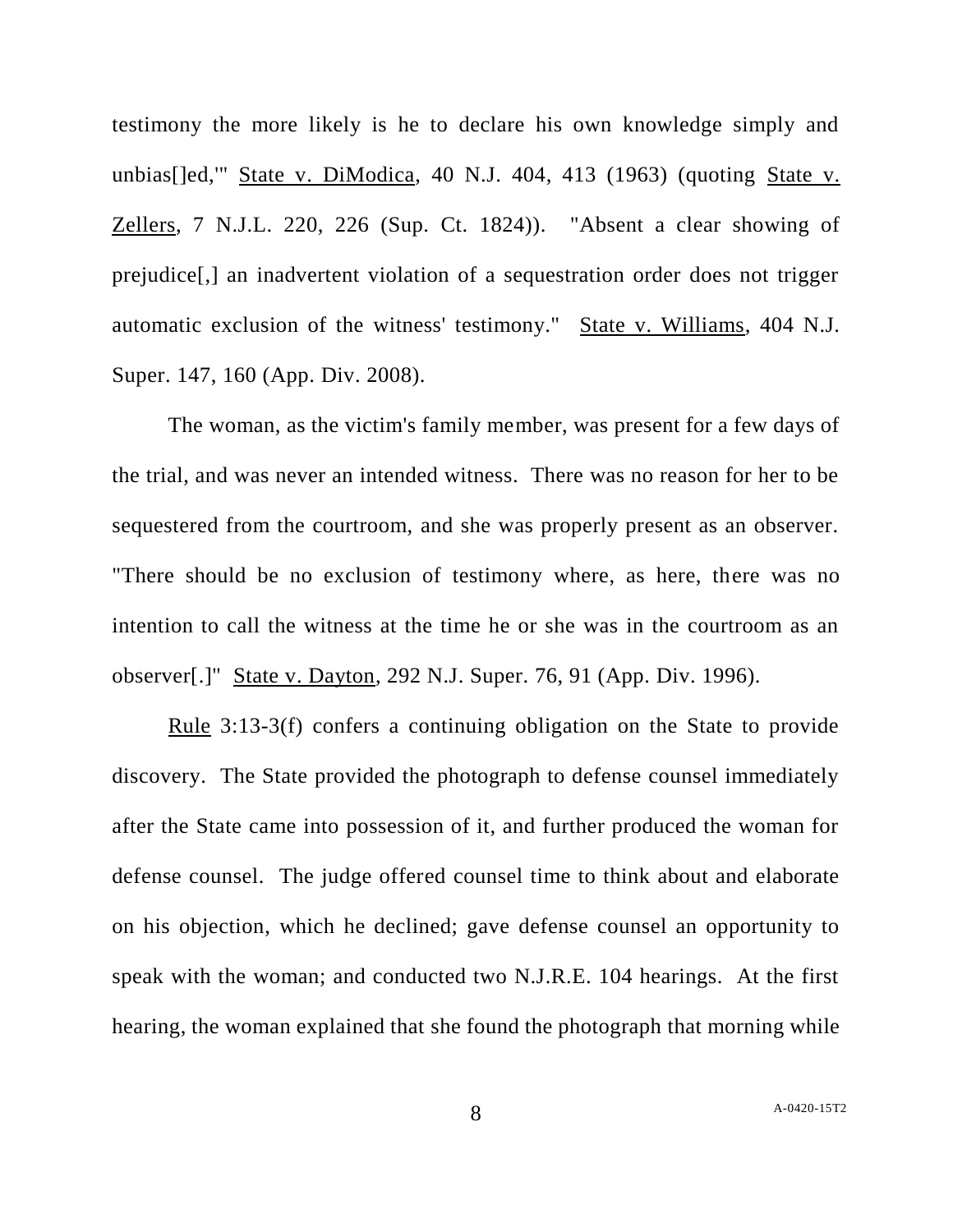testimony the more likely is he to declare his own knowledge simply and unbias[]ed,'" State v. DiModica, 40 N.J. 404, 413 (1963) (quoting State v. Zellers, 7 N.J.L. 220, 226 (Sup. Ct. 1824)). "Absent a clear showing of prejudice[,] an inadvertent violation of a sequestration order does not trigger automatic exclusion of the witness' testimony." State v. Williams, 404 N.J. Super. 147, 160 (App. Div. 2008).

The woman, as the victim's family member, was present for a few days of the trial, and was never an intended witness. There was no reason for her to be sequestered from the courtroom, and she was properly present as an observer. "There should be no exclusion of testimony where, as here, there was no intention to call the witness at the time he or she was in the courtroom as an observer[.]" State v. Dayton, 292 N.J. Super. 76, 91 (App. Div. 1996).

Rule 3:13-3(f) confers a continuing obligation on the State to provide discovery. The State provided the photograph to defense counsel immediately after the State came into possession of it, and further produced the woman for defense counsel. The judge offered counsel time to think about and elaborate on his objection, which he declined; gave defense counsel an opportunity to speak with the woman; and conducted two N.J.R.E. 104 hearings. At the first hearing, the woman explained that she found the photograph that morning while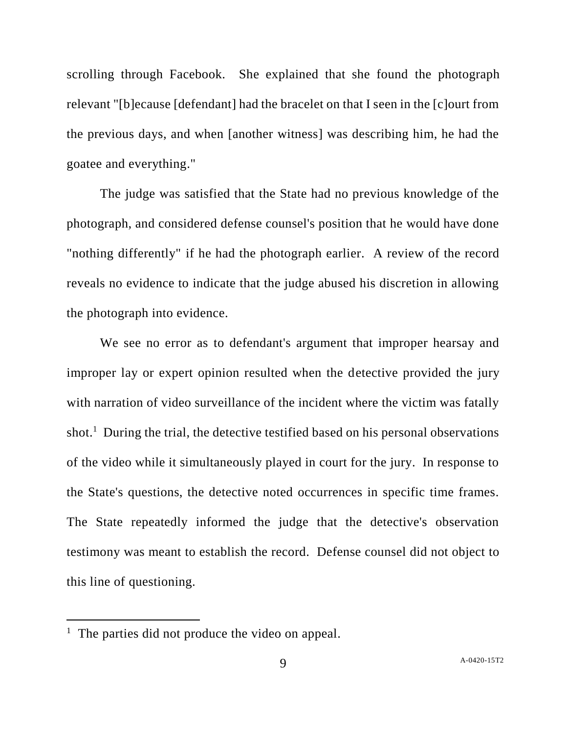scrolling through Facebook. She explained that she found the photograph relevant "[b]ecause [defendant] had the bracelet on that I seen in the [c]ourt from the previous days, and when [another witness] was describing him, he had the goatee and everything."

The judge was satisfied that the State had no previous knowledge of the photograph, and considered defense counsel's position that he would have done "nothing differently" if he had the photograph earlier. A review of the record reveals no evidence to indicate that the judge abused his discretion in allowing the photograph into evidence.

We see no error as to defendant's argument that improper hearsay and improper lay or expert opinion resulted when the detective provided the jury with narration of video surveillance of the incident where the victim was fatally shot.[1] During the trial, the detective testified based on his personal observations of the video while it simultaneously played in court for the jury. In response to the State's questions, the detective noted occurrences in specific time frames. The State repeatedly informed the judge that the detective's observation testimony was meant to establish the record. Defense counsel did not object to this line of questioning.

[1] The parties did not produce the video on appeal.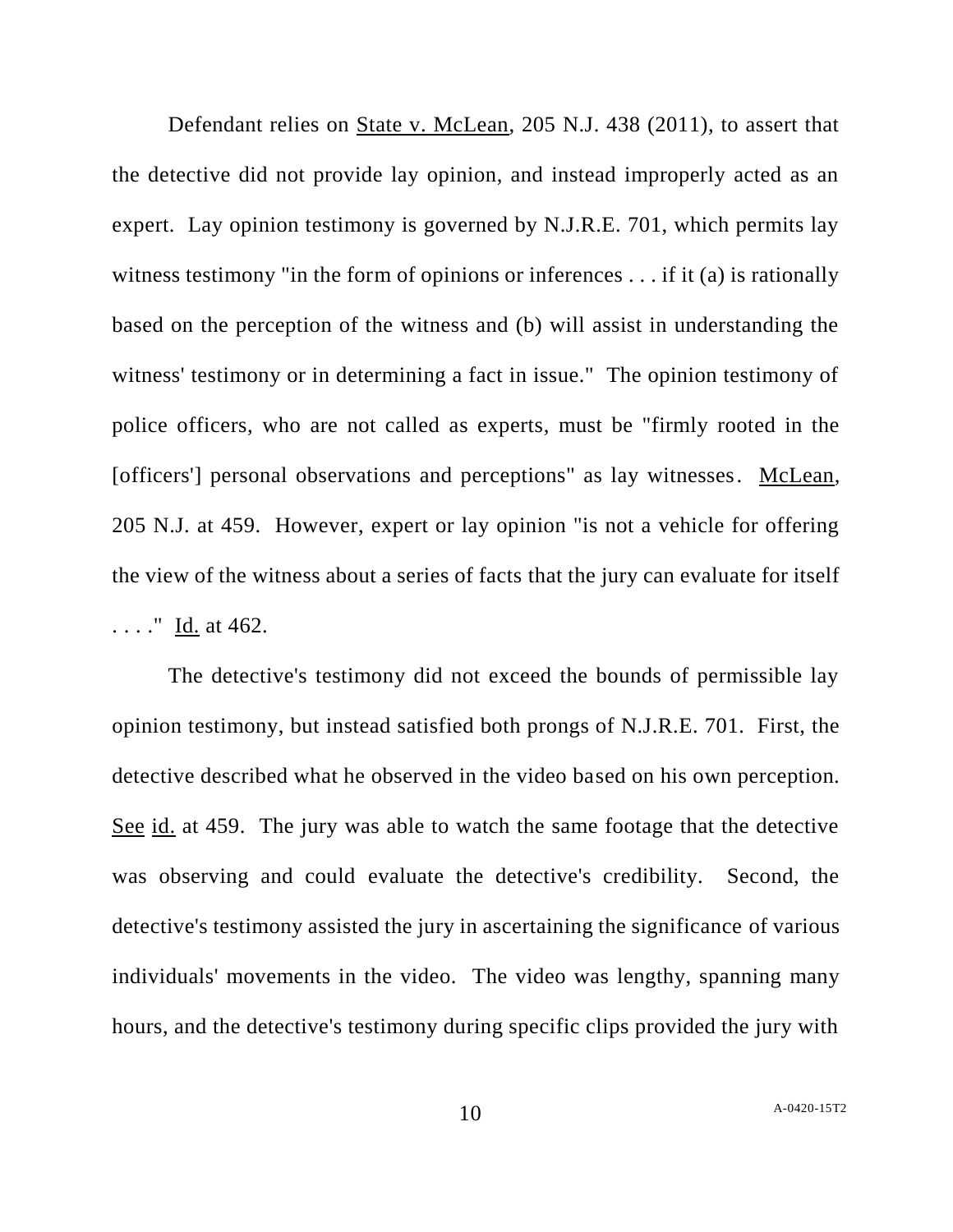Defendant relies on State v. McLean, 205 N.J. 438 (2011), to assert that the detective did not provide lay opinion, and instead improperly acted as an expert. Lay opinion testimony is governed by N.J.R.E. 701, which permits lay witness testimony "in the form of opinions or inferences . . . if it (a) is rationally based on the perception of the witness and (b) will assist in understanding the witness' testimony or in determining a fact in issue." The opinion testimony of police officers, who are not called as experts, must be "firmly rooted in the [officers'] personal observations and perceptions" as lay witnesses. McLean, 205 N.J. at 459. However, expert or lay opinion "is not a vehicle for offering the view of the witness about a series of facts that the jury can evaluate for itself . . . ." Id. at 462.

The detective's testimony did not exceed the bounds of permissible lay opinion testimony, but instead satisfied both prongs of N.J.R.E. 701. First, the detective described what he observed in the video based on his own perception. See id. at 459. The jury was able to watch the same footage that the detective was observing and could evaluate the detective's credibility. Second, the detective's testimony assisted the jury in ascertaining the significance of various individuals' movements in the video. The video was lengthy, spanning many hours, and the detective's testimony during specific clips provided the jury with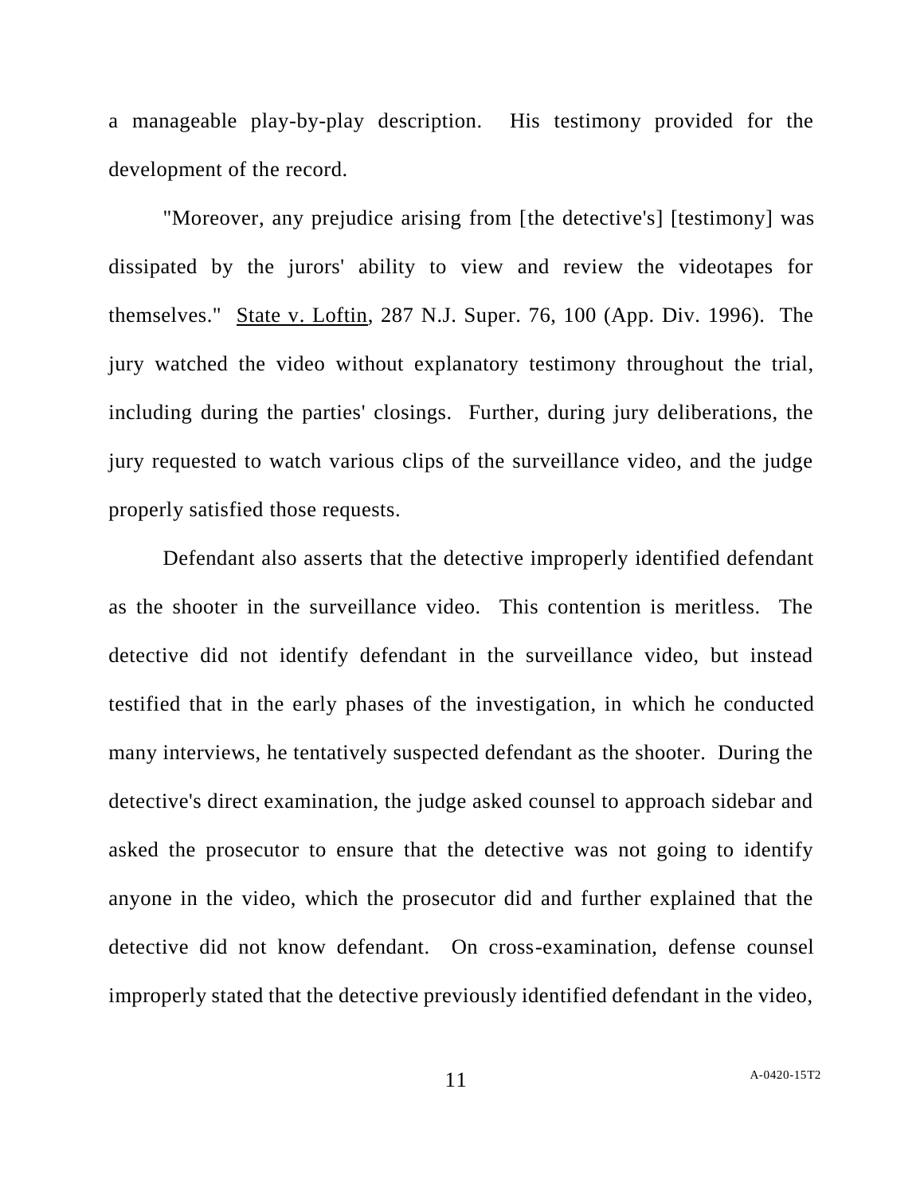a manageable play-by-play description. His testimony provided for the development of the record.

"Moreover, any prejudice arising from [the detective's] [testimony] was dissipated by the jurors' ability to view and review the videotapes for themselves." State v. Loftin, 287 N.J. Super. 76, 100 (App. Div. 1996). The jury watched the video without explanatory testimony throughout the trial, including during the parties' closings. Further, during jury deliberations, the jury requested to watch various clips of the surveillance video, and the judge properly satisfied those requests.

Defendant also asserts that the detective improperly identified defendant as the shooter in the surveillance video. This contention is meritless. The detective did not identify defendant in the surveillance video, but instead testified that in the early phases of the investigation, in which he conducted many interviews, he tentatively suspected defendant as the shooter. During the detective's direct examination, the judge asked counsel to approach sidebar and asked the prosecutor to ensure that the detective was not going to identify anyone in the video, which the prosecutor did and further explained that the detective did not know defendant. On cross-examination, defense counsel improperly stated that the detective previously identified defendant in the video,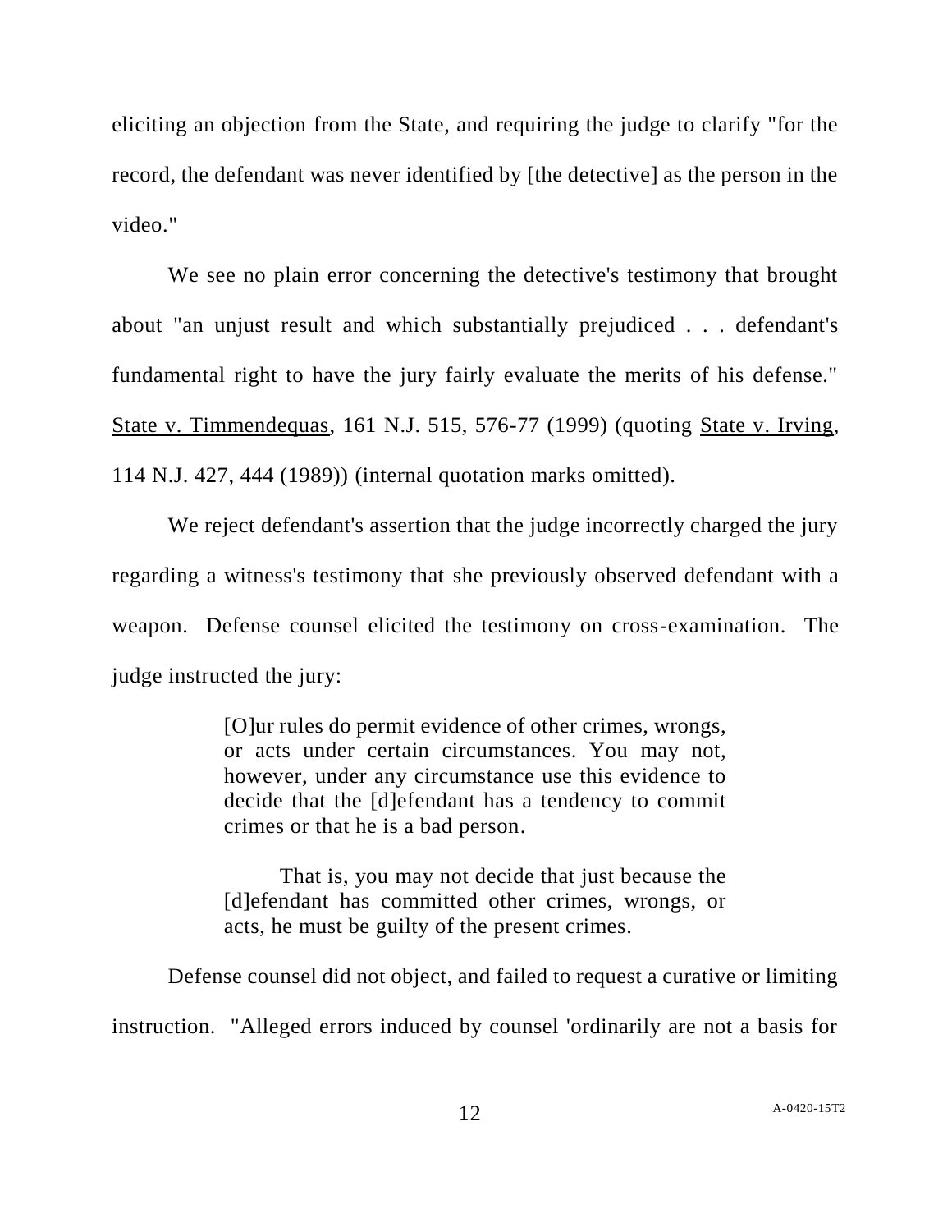eliciting an objection from the State, and requiring the judge to clarify "for the record, the defendant was never identified by [the detective] as the person in the video."

We see no plain error concerning the detective's testimony that brought about "an unjust result and which substantially prejudiced . . . defendant's fundamental right to have the jury fairly evaluate the merits of his defense." State v. Timmendequas, 161 N.J. 515, 576-77 (1999) (quoting State v. Irving, 114 N.J. 427, 444 (1989)) (internal quotation marks omitted).

We reject defendant's assertion that the judge incorrectly charged the jury regarding a witness's testimony that she previously observed defendant with a weapon. Defense counsel elicited the testimony on cross-examination. The judge instructed the jury:

> [O]ur rules do permit evidence of other crimes, wrongs, or acts under certain circumstances. You may not, however, under any circumstance use this evidence to decide that the [d]efendant has a tendency to commit crimes or that he is a bad person.
>
> That is, you may not decide that just because the [d]efendant has committed other crimes, wrongs, or acts, he must be guilty of the present crimes.

Defense counsel did not object, and failed to request a curative or limiting instruction. "Alleged errors induced by counsel 'ordinarily are not a basis for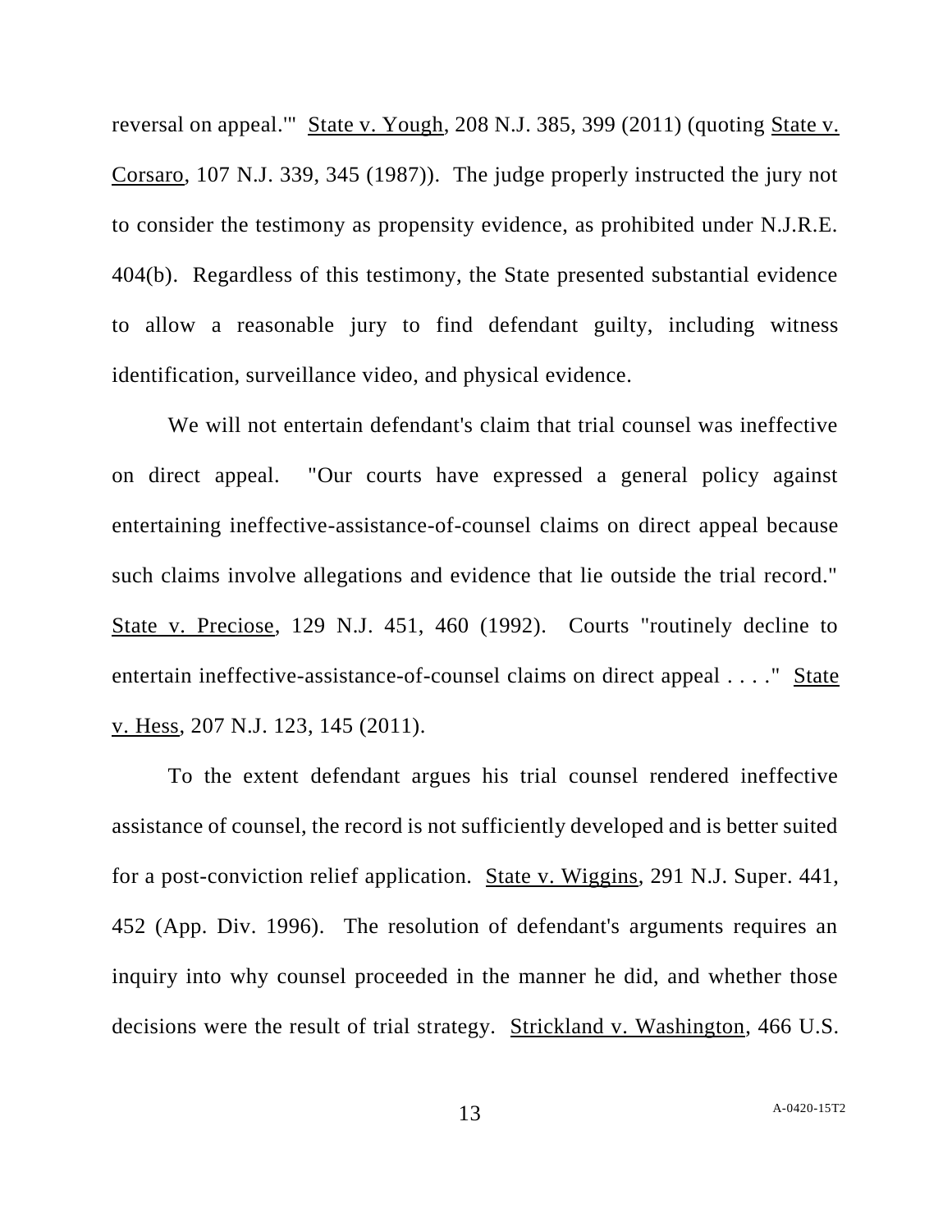reversal on appeal.'" State v. Yough, 208 N.J. 385, 399 (2011) (quoting State v. Corsaro, 107 N.J. 339, 345 (1987)). The judge properly instructed the jury not to consider the testimony as propensity evidence, as prohibited under N.J.R.E. 404(b). Regardless of this testimony, the State presented substantial evidence to allow a reasonable jury to find defendant guilty, including witness identification, surveillance video, and physical evidence.

We will not entertain defendant's claim that trial counsel was ineffective on direct appeal. "Our courts have expressed a general policy against entertaining ineffective-assistance-of-counsel claims on direct appeal because such claims involve allegations and evidence that lie outside the trial record." State v. Preciose, 129 N.J. 451, 460 (1992). Courts "routinely decline to entertain ineffective-assistance-of-counsel claims on direct appeal . . . ." State v. Hess, 207 N.J. 123, 145 (2011).

To the extent defendant argues his trial counsel rendered ineffective assistance of counsel, the record is not sufficiently developed and is better suited for a post-conviction relief application. State v. Wiggins, 291 N.J. Super. 441, 452 (App. Div. 1996). The resolution of defendant's arguments requires an inquiry into why counsel proceeded in the manner he did, and whether those decisions were the result of trial strategy. Strickland v. Washington, 466 U.S.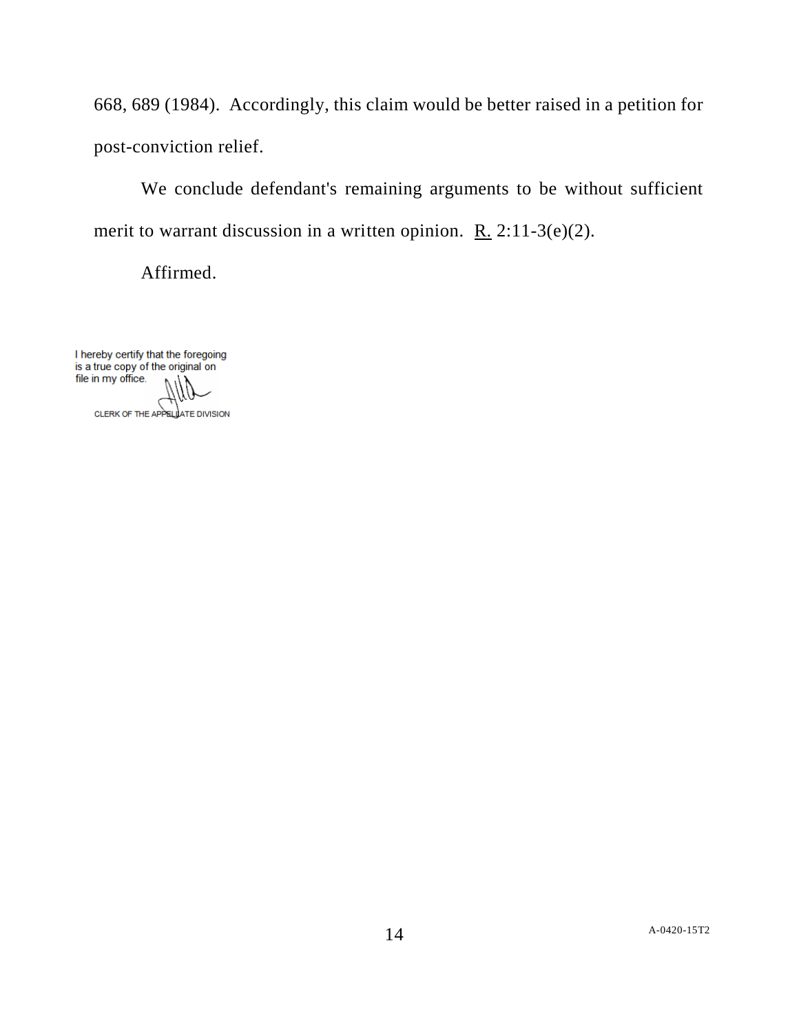668, 689 (1984). Accordingly, this claim would be better raised in a petition for post-conviction relief.

We conclude defendant's remaining arguments to be without sufficient merit to warrant discussion in a written opinion. R. 2:11-3(e)(2).

Affirmed.

I hereby certify that the foregoing is a true copy of the original on file in my office.

CLERK OF THE APPELLATE DIVISION